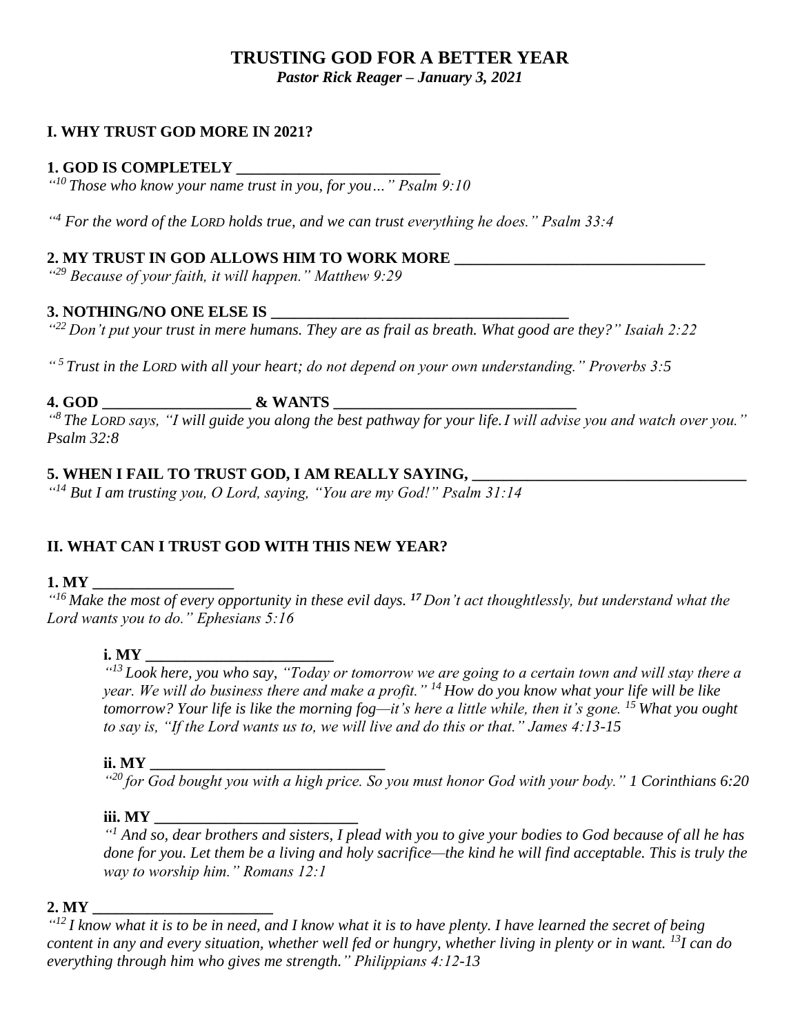# TRUSTING GOD FOR A BETTER YEAR

***Pastor Rick Reager – January 3, 2021***

## I. WHY TRUST GOD MORE IN 2021?

**1. GOD IS COMPLETELY \_\_\_\_\_\_\_\_\_\_\_\_\_\_\_\_\_\_\_\_\_\_\_\_\_\_**

*"[10] Those who know your name trust in you, for you…" Psalm 9:10*

*"[4] For the word of the LORD holds true, and we can trust everything he does." Psalm 33:4*

**2. MY TRUST IN GOD ALLOWS HIM TO WORK MORE \_\_\_\_\_\_\_\_\_\_\_\_\_\_\_\_\_\_\_\_\_\_\_\_\_\_\_\_\_\_\_\_**

*"[29] Because of your faith, it will happen." Matthew 9:29*

**3. NOTHING/NO ONE ELSE IS \_\_\_\_\_\_\_\_\_\_\_\_\_\_\_\_\_\_\_\_\_\_\_\_\_\_\_\_\_\_\_\_\_\_\_\_\_\_**

*"[22] Don't put your trust in mere humans. They are as frail as breath. What good are they?" Isaiah 2:22*

*"[5] Trust in the LORD with all your heart; do not depend on your own understanding." Proverbs 3:5*

**4. GOD \_\_\_\_\_\_\_\_\_\_\_\_\_\_\_\_\_\_\_ & WANTS \_\_\_\_\_\_\_\_\_\_\_\_\_\_\_\_\_\_\_\_\_\_\_\_\_\_\_\_\_\_\_**

*"[8] The LORD says, "I will guide you along the best pathway for your life. I will advise you and watch over you." Psalm 32:8*

**5. WHEN I FAIL TO TRUST GOD, I AM REALLY SAYING, \_\_\_\_\_\_\_\_\_\_\_\_\_\_\_\_\_\_\_\_\_\_\_\_\_\_\_\_\_\_\_\_\_\_\_**

*"[14] But I am trusting you, O Lord, saying, "You are my God!" Psalm 31:14*

## II. WHAT CAN I TRUST GOD WITH THIS NEW YEAR?

**1. MY \_\_\_\_\_\_\_\_\_\_\_\_\_\_\_\_\_\_**

*"[16] Make the most of every opportunity in these evil days. [17] Don't act thoughtlessly, but understand what the Lord wants you to do." Ephesians 5:16*

**i. MY \_\_\_\_\_\_\_\_\_\_\_\_\_\_\_\_\_\_\_\_\_\_\_\_\_**

*"[13] Look here, you who say, "Today or tomorrow we are going to a certain town and will stay there a year. We will do business there and make a profit." [14] How do you know what your life will be like tomorrow? Your life is like the morning fog—it's here a little while, then it's gone. [15] What you ought to say is, "If the Lord wants us to, we will live and do this or that." James 4:13-15*

**ii. MY \_\_\_\_\_\_\_\_\_\_\_\_\_\_\_\_\_\_\_\_\_\_\_\_\_\_\_\_\_\_**

*"[20] for God bought you with a high price. So you must honor God with your body." 1 Corinthians 6:20*

**iii. MY \_\_\_\_\_\_\_\_\_\_\_\_\_\_\_\_\_\_\_\_\_\_\_\_\_\_\_**

*"[1] And so, dear brothers and sisters, I plead with you to give your bodies to God because of all he has done for you. Let them be a living and holy sacrifice—the kind he will find acceptable. This is truly the way to worship him." Romans 12:1*

**2. MY \_\_\_\_\_\_\_\_\_\_\_\_\_\_\_\_\_\_\_\_\_\_\_**

*"[12] I know what it is to be in need, and I know what it is to have plenty. I have learned the secret of being content in any and every situation, whether well fed or hungry, whether living in plenty or in want. [13] I can do everything through him who gives me strength." Philippians 4:12-13*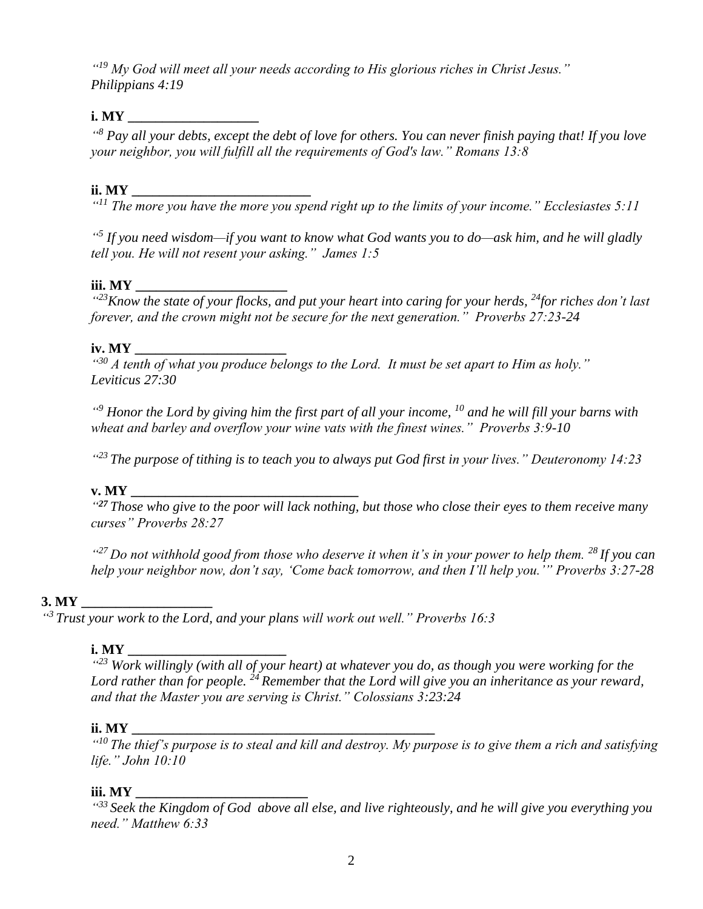*"[19] My God will meet all your needs according to His glorious riches in Christ Jesus." Philippians 4:19*

**i. MY ___________________**

*"[8] Pay all your debts, except the debt of love for others. You can never finish paying that! If you love your neighbor, you will fulfill all the requirements of God's law." Romans 13:8*

**ii. MY __________________________**

*"[11] The more you have the more you spend right up to the limits of your income." Ecclesiastes 5:11*

*"[5] If you need wisdom—if you want to know what God wants you to do—ask him, and he will gladly tell you. He will not resent your asking." James 1:5*

**iii. MY ______________________**

*"[23]Know the state of your flocks, and put your heart into caring for your herds, [24]for riches don't last forever, and the crown might not be secure for the next generation." Proverbs 27:23-24*

**iv. MY ______________________**

*"[30] A tenth of what you produce belongs to the Lord. It must be set apart to Him as holy." Leviticus 27:30*

*"[9] Honor the Lord by giving him the first part of all your income, [10] and he will fill your barns with wheat and barley and overflow your wine vats with the finest wines." Proverbs 3:9-10*

*"[23] The purpose of tithing is to teach you to always put God first in your lives." Deuteronomy 14:23*

**v. MY _________________________________**

*"[27] Those who give to the poor will lack nothing, but those who close their eyes to them receive many curses" Proverbs 28:27*

*"[27] Do not withhold good from those who deserve it when it's in your power to help them. [28] If you can help your neighbor now, don't say, 'Come back tomorrow, and then I'll help you.'" Proverbs 3:27-28*

**3. MY ___________________**

*"[3] Trust your work to the Lord, and your plans will work out well." Proverbs 16:3*

**i. MY _______________________**

*"[23] Work willingly (with all of your heart) at whatever you do, as though you were working for the Lord rather than for people. [24] Remember that the Lord will give you an inheritance as your reward, and that the Master you are serving is Christ." Colossians 3:23:24*

**ii. MY _____________________________________________**

*"[10] The thief's purpose is to steal and kill and destroy. My purpose is to give them a rich and satisfying life." John 10:10*

**iii. MY _________________________**

*"[33] Seek the Kingdom of God above all else, and live righteously, and he will give you everything you need." Matthew 6:33*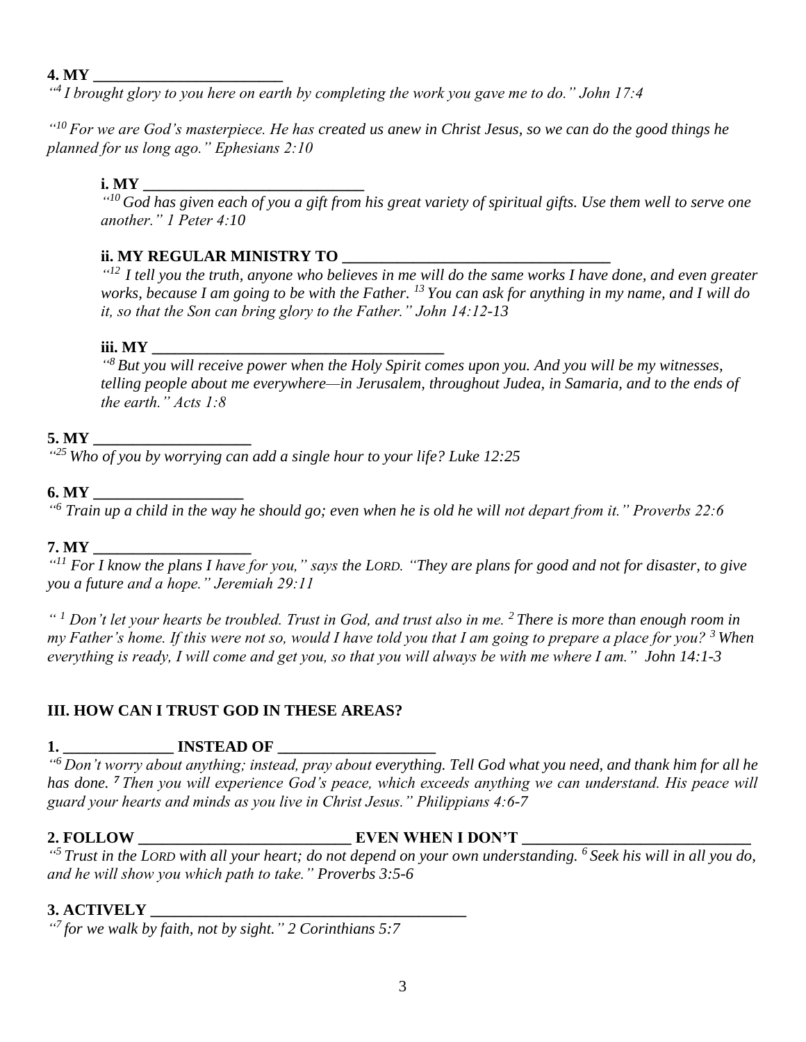**4. MY ________________________**

*"[4] I brought glory to you here on earth by completing the work you gave me to do." John 17:4*

*"[10] For we are God's masterpiece. He has created us anew in Christ Jesus, so we can do the good things he planned for us long ago." Ephesians 2:10*

> **i. MY ___________________________**
>
> *"[10] God has given each of you a gift from his great variety of spiritual gifts. Use them well to serve one another." 1 Peter 4:10*
>
> **ii. MY REGULAR MINISTRY TO __________________________________**
>
> *"[12] I tell you the truth, anyone who believes in me will do the same works I have done, and even greater works, because I am going to be with the Father. [13] You can ask for anything in my name, and I will do it, so that the Son can bring glory to the Father." John 14:12-13*
>
> **iii. MY _____________________________________**
>
> *"[8] But you will receive power when the Holy Spirit comes upon you. And you will be my witnesses, telling people about me everywhere—in Jerusalem, throughout Judea, in Samaria, and to the ends of the earth." Acts 1:8*

**5. MY ____________________**

*"[25] Who of you by worrying can add a single hour to your life? Luke 12:25*

**6. MY ___________________**

*"[6] Train up a child in the way he should go; even when he is old he will not depart from it." Proverbs 22:6*

**7. MY ____________________**

*"[11] For I know the plans I have for you," says the LORD. "They are plans for good and not for disaster, to give you a future and a hope." Jeremiah 29:11*

*" [1] Don't let your hearts be troubled. Trust in God, and trust also in me. [2] There is more than enough room in my Father's home. If this were not so, would I have told you that I am going to prepare a place for you? [3] When everything is ready, I will come and get you, so that you will always be with me where I am." John 14:1-3*

## III. HOW CAN I TRUST GOD IN THESE AREAS?

**1. ______________ INSTEAD OF ____________________**

*"[6] Don't worry about anything; instead, pray about everything. Tell God what you need, and thank him for all he has done. [7] Then you will experience God's peace, which exceeds anything we can understand. His peace will guard your hearts and minds as you live in Christ Jesus." Philippians 4:6-7*

**2. FOLLOW ___________________________ EVEN WHEN I DON'T _____________________________**

*"[5] Trust in the LORD with all your heart; do not depend on your own understanding. [6] Seek his will in all you do, and he will show you which path to take." Proverbs 3:5-6*

**3. ACTIVELY _________________________________________**

*"[7] for we walk by faith, not by sight." 2 Corinthians 5:7*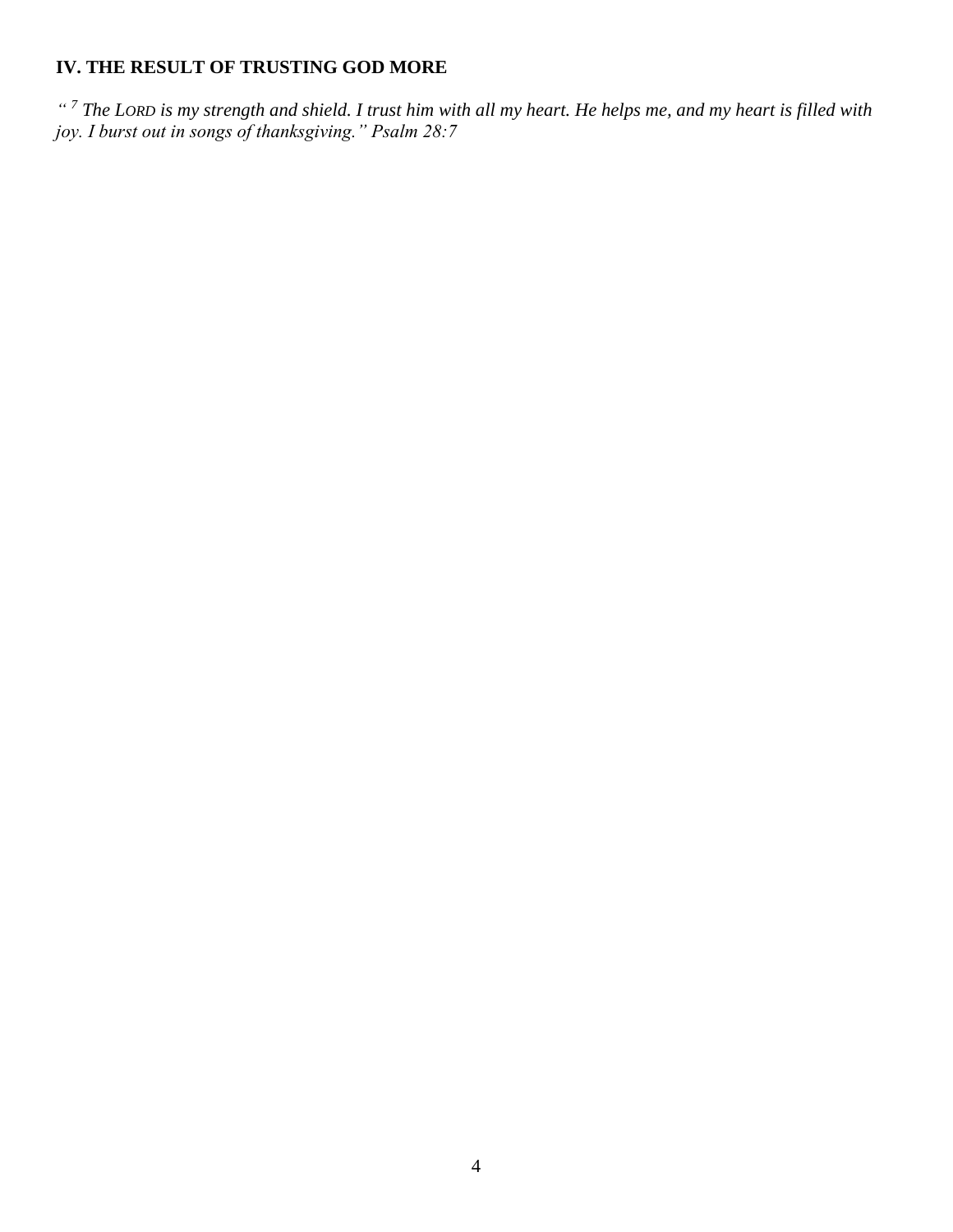**IV. THE RESULT OF TRUSTING GOD MORE**

*" 7 The LORD is my strength and shield. I trust him with all my heart. He helps me, and my heart is filled with joy. I burst out in songs of thanksgiving." Psalm 28:7*